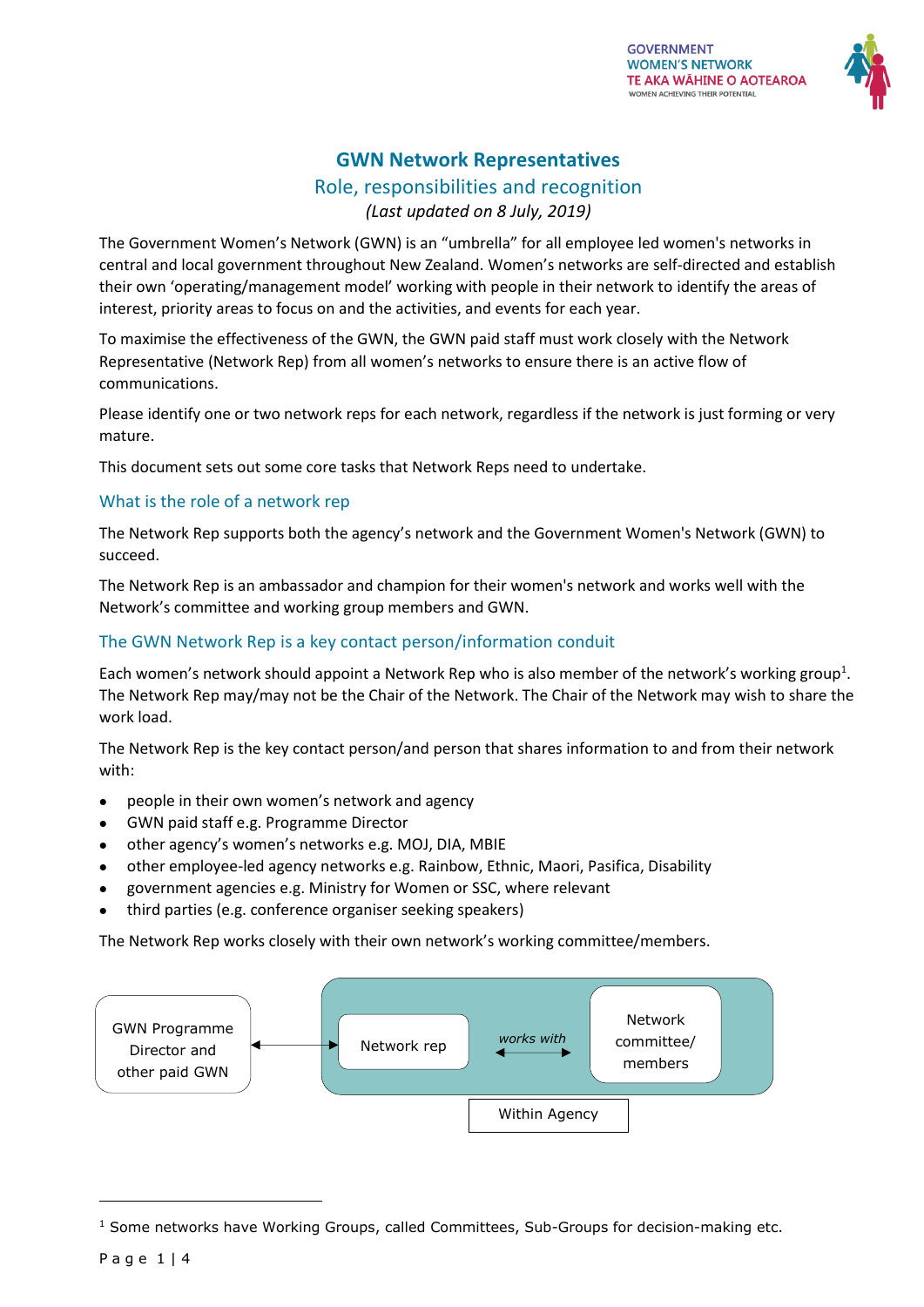GOVERNMENT WOMEN'S NETWORK
TE AKA WĀHINE O AOTEAROA
WOMEN ACHIEVING THEIR POTENTIAL

# GWN Network Representatives

## Role, responsibilities and recognition

*(Last updated on 8 July, 2019)*

The Government Women's Network (GWN) is an "umbrella" for all employee led women's networks in central and local government throughout New Zealand. Women's networks are self-directed and establish their own 'operating/management model' working with people in their network to identify the areas of interest, priority areas to focus on and the activities, and events for each year.

To maximise the effectiveness of the GWN, the GWN paid staff must work closely with the Network Representative (Network Rep) from all women's networks to ensure there is an active flow of communications.

Please identify one or two network reps for each network, regardless if the network is just forming or very mature.

This document sets out some core tasks that Network Reps need to undertake.

### What is the role of a network rep

The Network Rep supports both the agency's network and the Government Women's Network (GWN) to succeed.

The Network Rep is an ambassador and champion for their women's network and works well with the Network's committee and working group members and GWN.

### The GWN Network Rep is a key contact person/information conduit

Each women's network should appoint a Network Rep who is also member of the network's working group[1]. The Network Rep may/may not be the Chair of the Network. The Chair of the Network may wish to share the work load.

The Network Rep is the key contact person/and person that shares information to and from their network with:

- people in their own women's network and agency
- GWN paid staff e.g. Programme Director
- other agency's women's networks e.g. MOJ, DIA, MBIE
- other employee-led agency networks e.g. Rainbow, Ethnic, Maori, Pasifica, Disability
- government agencies e.g. Ministry for Women or SSC, where relevant
- third parties (e.g. conference organiser seeking speakers)

The Network Rep works closely with their own network's working committee/members.

GWN Programme Director and other paid GWN ↔ Network rep ↔ *works with* ↔ Network committee/ members

Within Agency

[1] Some networks have Working Groups, called Committees, Sub-Groups for decision-making etc.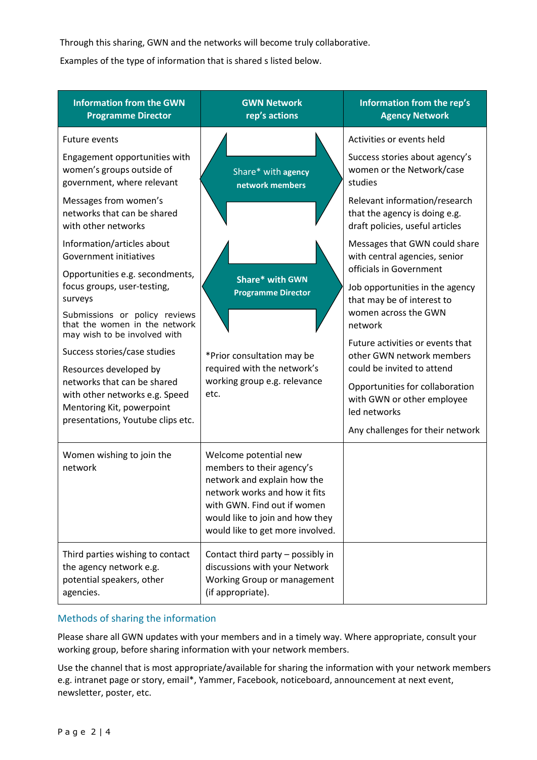Through this sharing, GWN and the networks will become truly collaborative.

Examples of the type of information that is shared s listed below.

| Information from the GWN Programme Director | GWN Network rep's actions | Information from the rep's Agency Network |
| --- | --- | --- |
| Future events<br><br>Engagement opportunities with women's groups outside of government, where relevant<br><br>Messages from women's networks that can be shared with other networks<br><br>Information/articles about Government initiatives<br><br>Opportunities e.g. secondments, focus groups, user-testing, surveys<br><br>Submissions or policy reviews that the women in the network may wish to be involved with<br><br>Success stories/case studies<br><br>Resources developed by networks that can be shared with other networks e.g. Speed Mentoring Kit, powerpoint presentations, Youtube clips etc. | Share* with agency network members<br><br>Share* with GWN Programme Director<br><br>*Prior consultation may be required with the network's working group e.g. relevance etc. | Activities or events held<br><br>Success stories about agency's women or the Network/case studies<br><br>Relevant information/research that the agency is doing e.g. draft policies, useful articles<br><br>Messages that GWN could share with central agencies, senior officials in Government<br><br>Job opportunities in the agency that may be of interest to women across the GWN network<br><br>Future activities or events that other GWN network members could be invited to attend<br><br>Opportunities for collaboration with GWN or other employee led networks<br><br>Any challenges for their network |
| Women wishing to join the network | Welcome potential new members to their agency's network and explain how the network works and how it fits with GWN. Find out if women would like to join and how they would like to get more involved. | |
| Third parties wishing to contact the agency network e.g. potential speakers, other agencies. | Contact third party – possibly in discussions with your Network Working Group or management (if appropriate). | |

## Methods of sharing the information

Please share all GWN updates with your members and in a timely way. Where appropriate, consult your working group, before sharing information with your network members.

Use the channel that is most appropriate/available for sharing the information with your network members e.g. intranet page or story, email*, Yammer, Facebook, noticeboard, announcement at next event, newsletter, poster, etc.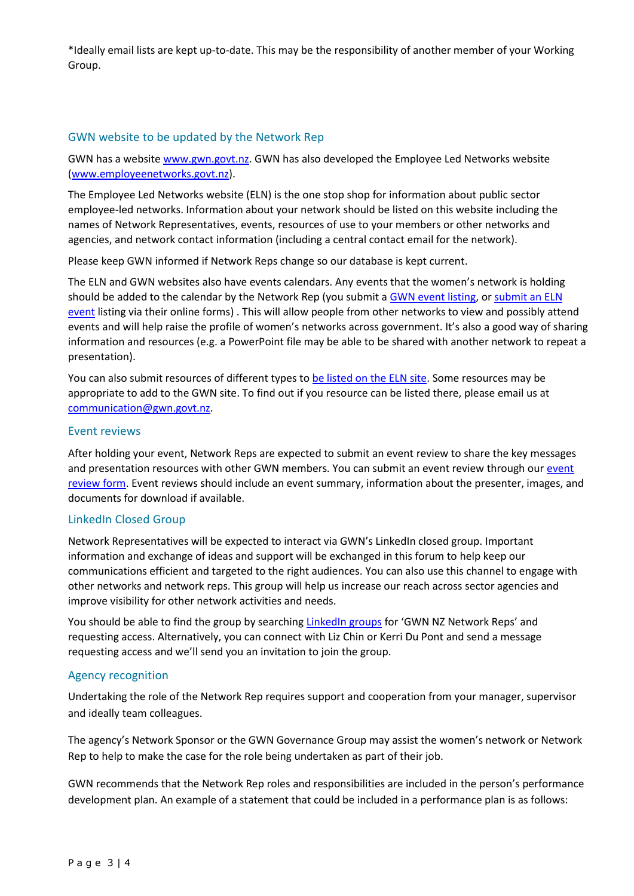*Ideally email lists are kept up-to-date. This may be the responsibility of another member of your Working Group.

### GWN website to be updated by the Network Rep

GWN has a website www.gwn.govt.nz. GWN has also developed the Employee Led Networks website (www.employeenetworks.govt.nz).

The Employee Led Networks website (ELN) is the one stop shop for information about public sector employee-led networks. Information about your network should be listed on this website including the names of Network Representatives, events, resources of use to your members or other networks and agencies, and network contact information (including a central contact email for the network).

Please keep GWN informed if Network Reps change so our database is kept current.

The ELN and GWN websites also have events calendars. Any events that the women's network is holding should be added to the calendar by the Network Rep (you submit a GWN event listing, or submit an ELN event listing via their online forms) . This will allow people from other networks to view and possibly attend events and will help raise the profile of women's networks across government. It's also a good way of sharing information and resources (e.g. a PowerPoint file may be able to be shared with another network to repeat a presentation).

You can also submit resources of different types to be listed on the ELN site. Some resources may be appropriate to add to the GWN site. To find out if you resource can be listed there, please email us at communication@gwn.govt.nz.

### Event reviews

After holding your event, Network Reps are expected to submit an event review to share the key messages and presentation resources with other GWN members. You can submit an event review through our event review form. Event reviews should include an event summary, information about the presenter, images, and documents for download if available.

### LinkedIn Closed Group

Network Representatives will be expected to interact via GWN's LinkedIn closed group. Important information and exchange of ideas and support will be exchanged in this forum to help keep our communications efficient and targeted to the right audiences. You can also use this channel to engage with other networks and network reps. This group will help us increase our reach across sector agencies and improve visibility for other network activities and needs.

You should be able to find the group by searching LinkedIn groups for 'GWN NZ Network Reps' and requesting access. Alternatively, you can connect with Liz Chin or Kerri Du Pont and send a message requesting access and we'll send you an invitation to join the group.

### Agency recognition

Undertaking the role of the Network Rep requires support and cooperation from your manager, supervisor and ideally team colleagues.

The agency's Network Sponsor or the GWN Governance Group may assist the women's network or Network Rep to help to make the case for the role being undertaken as part of their job.

GWN recommends that the Network Rep roles and responsibilities are included in the person's performance development plan. An example of a statement that could be included in a performance plan is as follows: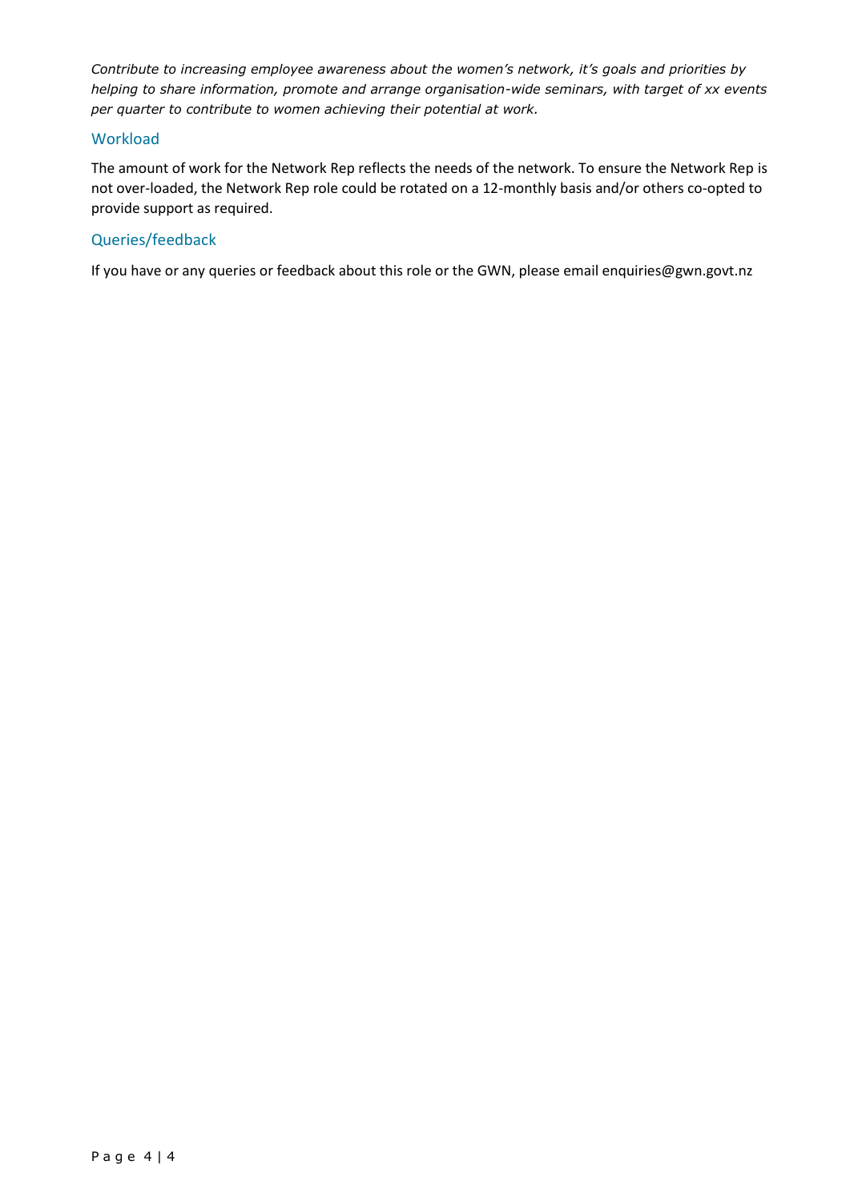*Contribute to increasing employee awareness about the women's network, it's goals and priorities by helping to share information, promote and arrange organisation-wide seminars, with target of xx events per quarter to contribute to women achieving their potential at work.*

## Workload

The amount of work for the Network Rep reflects the needs of the network. To ensure the Network Rep is not over-loaded, the Network Rep role could be rotated on a 12-monthly basis and/or others co-opted to provide support as required.

## Queries/feedback

If you have or any queries or feedback about this role or the GWN, please email enquiries@gwn.govt.nz